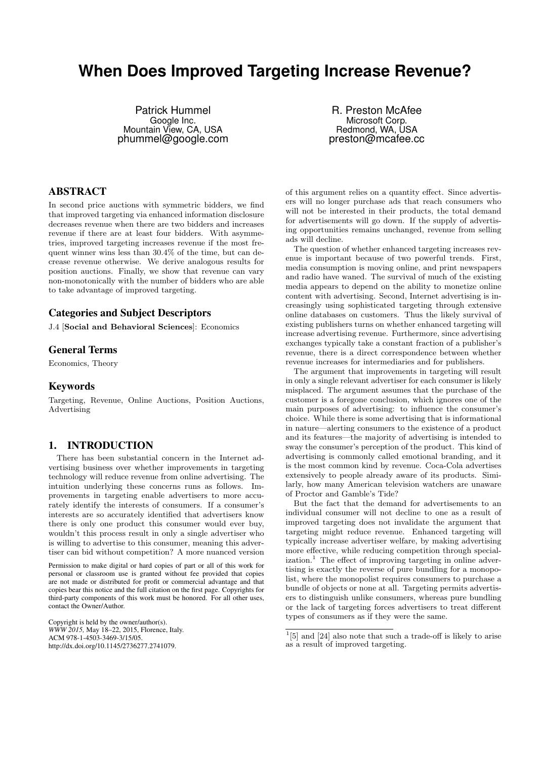# When Does Improved Targeting Increase Revenue?

Patrick Hummel
Google Inc.
Mountain View, CA, USA
phummel@google.com

R. Preston McAfee
Microsoft Corp.
Redmond, WA, USA
preston@mcafee.cc

## ABSTRACT

In second price auctions with symmetric bidders, we find that improved targeting via enhanced information disclosure decreases revenue when there are two bidders and increases revenue if there are at least four bidders. With asymmetries, improved targeting increases revenue if the most frequent winner wins less than 30.4% of the time, but can decrease revenue otherwise. We derive analogous results for position auctions. Finally, we show that revenue can vary non-monotonically with the number of bidders who are able to take advantage of improved targeting.

### Categories and Subject Descriptors

J.4 [**Social and Behavioral Sciences**]: Economics

### General Terms

Economics, Theory

### Keywords

Targeting, Revenue, Online Auctions, Position Auctions, Advertising

## 1. INTRODUCTION

There has been substantial concern in the Internet advertising business over whether improvements in targeting technology will reduce revenue from online advertising. The intuition underlying these concerns runs as follows. Improvements in targeting enable advertisers to more accurately identify the interests of consumers. If a consumer's interests are so accurately identified that advertisers know there is only one product this consumer would ever buy, wouldn't this process result in only a single advertiser who is willing to advertise to this consumer, meaning this advertiser can bid without competition? A more nuanced version of this argument relies on a quantity effect. Since advertisers will no longer purchase ads that reach consumers who will not be interested in their products, the total demand for advertisements will go down. If the supply of advertising opportunities remains unchanged, revenue from selling ads will decline.

The question of whether enhanced targeting increases revenue is important because of two powerful trends. First, media consumption is moving online, and print newspapers and radio have waned. The survival of much of the existing media appears to depend on the ability to monetize online content with advertising. Second, Internet advertising is increasingly using sophisticated targeting through extensive online databases on customers. Thus the likely survival of existing publishers turns on whether enhanced targeting will increase advertising revenue. Furthermore, since advertising exchanges typically take a constant fraction of a publisher's revenue, there is a direct correspondence between whether revenue increases for intermediaries and for publishers.

The argument that improvements in targeting will result in only a single relevant advertiser for each consumer is likely misplaced. The argument assumes that the purchase of the customer is a foregone conclusion, which ignores one of the main purposes of advertising: to influence the consumer's choice. While there is some advertising that is informational in nature—alerting consumers to the existence of a product and its features—the majority of advertising is intended to sway the consumer's perception of the product. This kind of advertising is commonly called emotional branding, and it is the most common kind by revenue. Coca-Cola advertises extensively to people already aware of its products. Similarly, how many American television watchers are unaware of Proctor and Gamble's Tide?

But the fact that the demand for advertisements to an individual consumer will not decline to one as a result of improved targeting does not invalidate the argument that targeting might reduce revenue. Enhanced targeting will typically increase advertiser welfare, by making advertising more effective, while reducing competition through specialization.[1] The effect of improving targeting in online advertising is exactly the reverse of pure bundling for a monopolist, where the monopolist requires consumers to purchase a bundle of objects or none at all. Targeting permits advertisers to distinguish unlike consumers, whereas pure bundling or the lack of targeting forces advertisers to treat different types of consumers as if they were the same.

[1] [5] and [24] also note that such a trade-off is likely to arise as a result of improved targeting.

Permission to make digital or hard copies of part or all of this work for personal or classroom use is granted without fee provided that copies are not made or distributed for profit or commercial advantage and that copies bear this notice and the full citation on the first page. Copyrights for third-party components of this work must be honored. For all other uses, contact the Owner/Author.

Copyright is held by the owner/author(s).
*WWW 2015,* May 18–22, 2015, Florence, Italy.
ACM 978-1-4503-3469-3/15/05.
http://dx.doi.org/10.1145/2736277.2741079.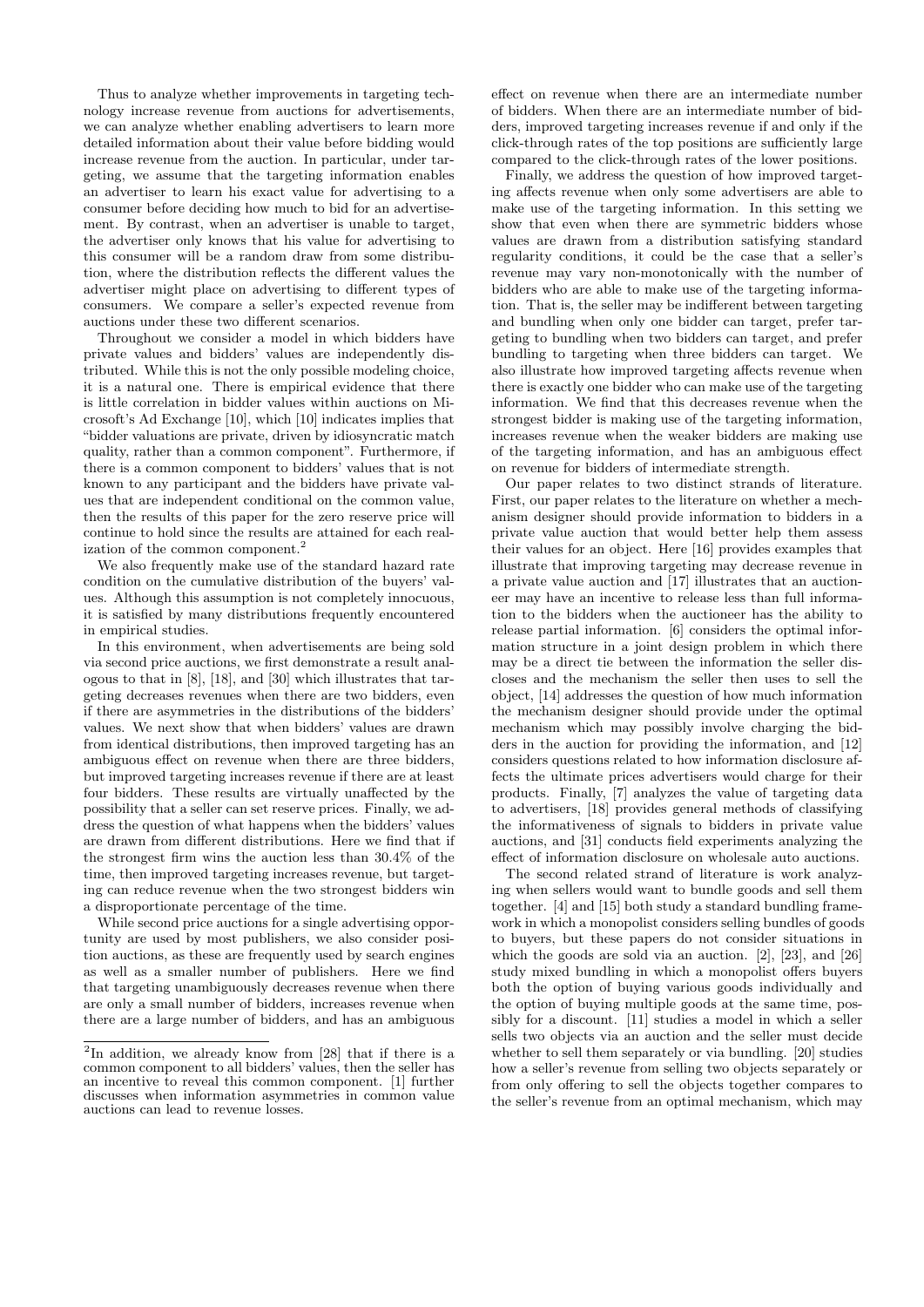Thus to analyze whether improvements in targeting technology increase revenue from auctions for advertisements, we can analyze whether enabling advertisers to learn more detailed information about their value before bidding would increase revenue from the auction. In particular, under targeting, we assume that the targeting information enables an advertiser to learn his exact value for advertising to a consumer before deciding how much to bid for an advertisement. By contrast, when an advertiser is unable to target, the advertiser only knows that his value for advertising to this consumer will be a random draw from some distribution, where the distribution reflects the different values the advertiser might place on advertising to different types of consumers. We compare a seller's expected revenue from auctions under these two different scenarios.

Throughout we consider a model in which bidders have private values and bidders' values are independently distributed. While this is not the only possible modeling choice, it is a natural one. There is empirical evidence that there is little correlation in bidder values within auctions on Microsoft's Ad Exchange [10], which [10] indicates implies that "bidder valuations are private, driven by idiosyncratic match quality, rather than a common component". Furthermore, if there is a common component to bidders' values that is not known to any participant and the bidders have private values that are independent conditional on the common value, then the results of this paper for the zero reserve price will continue to hold since the results are attained for each realization of the common component.[2]

We also frequently make use of the standard hazard rate condition on the cumulative distribution of the buyers' values. Although this assumption is not completely innocuous, it is satisfied by many distributions frequently encountered in empirical studies.

In this environment, when advertisements are being sold via second price auctions, we first demonstrate a result analogous to that in [8], [18], and [30] which illustrates that targeting decreases revenues when there are two bidders, even if there are asymmetries in the distributions of the bidders' values. We next show that when bidders' values are drawn from identical distributions, then improved targeting has an ambiguous effect on revenue when there are three bidders, but improved targeting increases revenue if there are at least four bidders. These results are virtually unaffected by the possibility that a seller can set reserve prices. Finally, we address the question of what happens when the bidders' values are drawn from different distributions. Here we find that if the strongest firm wins the auction less than 30.4% of the time, then improved targeting increases revenue, but targeting can reduce revenue when the two strongest bidders win a disproportionate percentage of the time.

While second price auctions for a single advertising opportunity are used by most publishers, we also consider position auctions, as these are frequently used by search engines as well as a smaller number of publishers. Here we find that targeting unambiguously decreases revenue when there are only a small number of bidders, increases revenue when there are a large number of bidders, and has an ambiguous effect on revenue when there are an intermediate number of bidders. When there are an intermediate number of bidders, improved targeting increases revenue if and only if the click-through rates of the top positions are sufficiently large compared to the click-through rates of the lower positions.

Finally, we address the question of how improved targeting affects revenue when only some advertisers are able to make use of the targeting information. In this setting we show that even when there are symmetric bidders whose values are drawn from a distribution satisfying standard regularity conditions, it could be the case that a seller's revenue may vary non-monotonically with the number of bidders who are able to make use of the targeting information. That is, the seller may be indifferent between targeting and bundling when only one bidder can target, prefer targeting to bundling when two bidders can target, and prefer bundling to targeting when three bidders can target. We also illustrate how improved targeting affects revenue when there is exactly one bidder who can make use of the targeting information. We find that this decreases revenue when the strongest bidder is making use of the targeting information, increases revenue when the weaker bidders are making use of the targeting information, and has an ambiguous effect on revenue for bidders of intermediate strength.

Our paper relates to two distinct strands of literature. First, our paper relates to the literature on whether a mechanism designer should provide information to bidders in a private value auction that would better help them assess their values for an object. Here [16] provides examples that illustrate that improving targeting may decrease revenue in a private value auction and [17] illustrates that an auctioneer may have an incentive to release less than full information to the bidders when the auctioneer has the ability to release partial information. [6] considers the optimal information structure in a joint design problem in which there may be a direct tie between the information the seller discloses and the mechanism the seller then uses to sell the object, [14] addresses the question of how much information the mechanism designer should provide under the optimal mechanism which may possibly involve charging the bidders in the auction for providing the information, and [12] considers questions related to how information disclosure affects the ultimate prices advertisers would charge for their products. Finally, [7] analyzes the value of targeting data to advertisers, [18] provides general methods of classifying the informativeness of signals to bidders in private value auctions, and [31] conducts field experiments analyzing the effect of information disclosure on wholesale auto auctions.

The second related strand of literature is work analyzing when sellers would want to bundle goods and sell them together. [4] and [15] both study a standard bundling framework in which a monopolist considers selling bundles of goods to buyers, but these papers do not consider situations in which the goods are sold via an auction. [2], [23], and [26] study mixed bundling in which a monopolist offers buyers both the option of buying various goods individually and the option of buying multiple goods at the same time, possibly for a discount. [11] studies a model in which a seller sells two objects via an auction and the seller must decide whether to sell them separately or via bundling. [20] studies how a seller's revenue from selling two objects separately or from only offering to sell the objects together compares to the seller's revenue from an optimal mechanism, which may

[2]In addition, we already know from [28] that if there is a common component to all bidders' values, then the seller has an incentive to reveal this common component. [1] further discusses when information asymmetries in common value auctions can lead to revenue losses.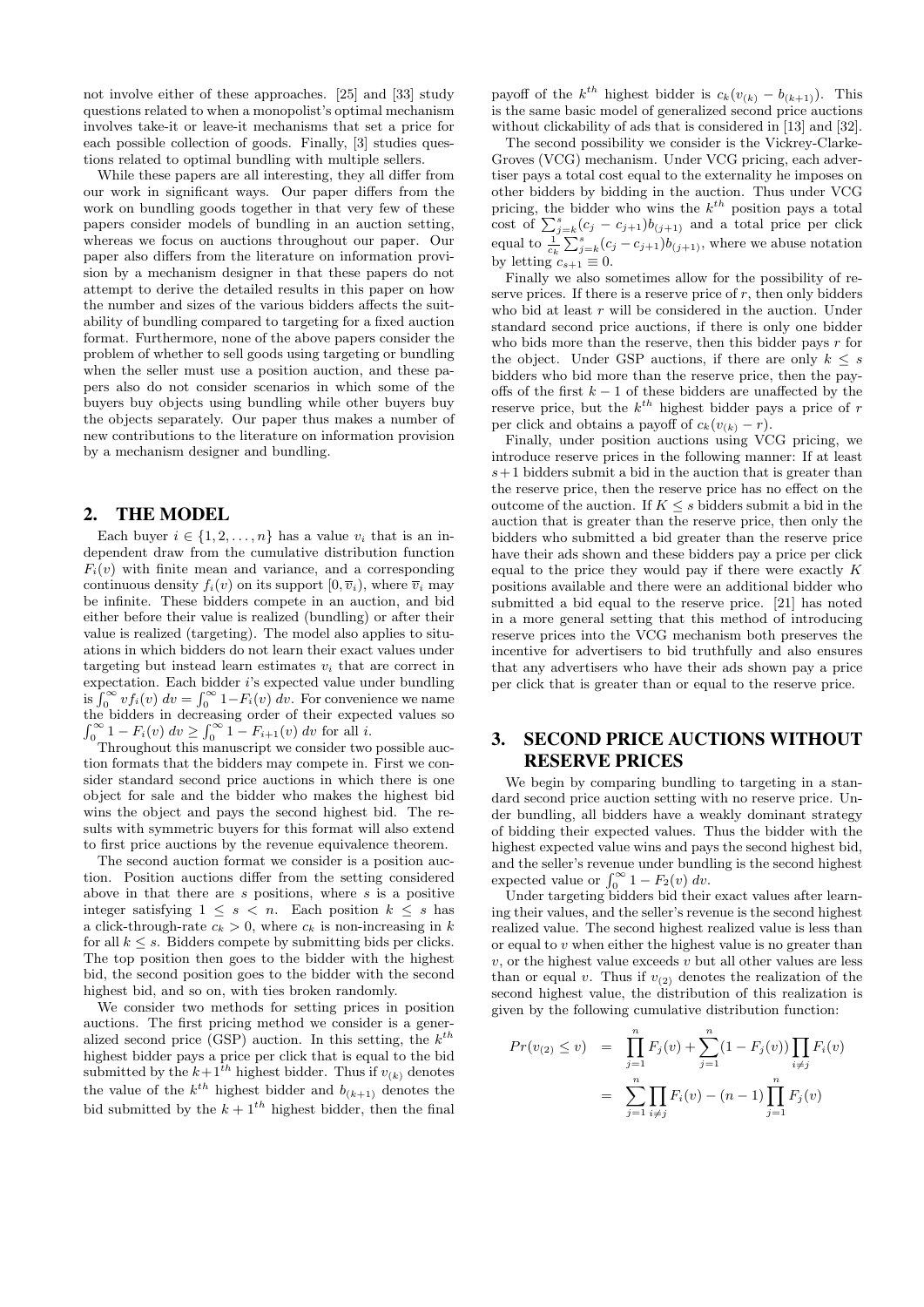not involve either of these approaches. [25] and [33] study questions related to when a monopolist's optimal mechanism involves take-it or leave-it mechanisms that set a price for each possible collection of goods. Finally, [3] studies questions related to optimal bundling with multiple sellers.

While these papers are all interesting, they all differ from our work in significant ways. Our paper differs from the work on bundling goods together in that very few of these papers consider models of bundling in an auction setting, whereas we focus on auctions throughout our paper. Our paper also differs from the literature on information provision by a mechanism designer in that these papers do not attempt to derive the detailed results in this paper on how the number and sizes of the various bidders affects the suitability of bundling compared to targeting for a fixed auction format. Furthermore, none of the above papers consider the problem of whether to sell goods using targeting or bundling when the seller must use a position auction, and these papers also do not consider scenarios in which some of the buyers buy objects using bundling while other buyers buy the objects separately. Our paper thus makes a number of new contributions to the literature on information provision by a mechanism designer and bundling.

## 2. THE MODEL

Each buyer $i \in \{1, 2, \ldots, n\}$ has a value $v_i$ that is an independent draw from the cumulative distribution function $F_i(v)$ with finite mean and variance, and a corresponding continuous density $f_i(v)$ on its support $[0, \overline{v}_i)$, where $\overline{v}_i$ may be infinite. These bidders compete in an auction, and bid either before their value is realized (bundling) or after their value is realized (targeting). The model also applies to situations in which bidders do not learn their exact values under targeting but instead learn estimates $v_i$ that are correct in expectation. Each bidder $i$'s expected value under bundling is $\int_0^\infty v f_i(v)\, dv = \int_0^\infty 1 - F_i(v)\, dv$. For convenience we name the bidders in decreasing order of their expected values so $\int_0^\infty 1 - F_i(v)\, dv \geq \int_0^\infty 1 - F_{i+1}(v)\, dv$ for all $i$.

Throughout this manuscript we consider two possible auction formats that the bidders may compete in. First we consider standard second price auctions in which there is one object for sale and the bidder who makes the highest bid wins the object and pays the second highest bid. The results with symmetric buyers for this format will also extend to first price auctions by the revenue equivalence theorem.

The second auction format we consider is a position auction. Position auctions differ from the setting considered above in that there are $s$ positions, where $s$ is a positive integer satisfying $1 \leq s < n$. Each position $k \leq s$ has a click-through-rate $c_k > 0$, where $c_k$ is non-increasing in $k$ for all $k \leq s$. Bidders compete by submitting bids per clicks. The top position then goes to the bidder with the highest bid, the second position goes to the bidder with the second highest bid, and so on, with ties broken randomly.

We consider two methods for setting prices in position auctions. The first pricing method we consider is a generalized second price (GSP) auction. In this setting, the $k^{th}$ highest bidder pays a price per click that is equal to the bid submitted by the $k+1^{th}$ highest bidder. Thus if $v_{(k)}$ denotes the value of the $k^{th}$ highest bidder and $b_{(k+1)}$ denotes the bid submitted by the $k+1^{th}$ highest bidder, then the final payoff of the $k^{th}$ highest bidder is $c_k(v_{(k)} - b_{(k+1)})$. This is the same basic model of generalized second price auctions without clickability of ads that is considered in [13] and [32].

The second possibility we consider is the Vickrey-Clarke-Groves (VCG) mechanism. Under VCG pricing, each advertiser pays a total cost equal to the externality he imposes on other bidders by bidding in the auction. Thus under VCG pricing, the bidder who wins the $k^{th}$ position pays a total cost of $\sum_{j=k}^{s}(c_j - c_{j+1})b_{(j+1)}$ and a total price per click equal to $\frac{1}{c_k}\sum_{j=k}^{s}(c_j - c_{j+1})b_{(j+1)}$, where we abuse notation by letting $c_{s+1} \equiv 0$.

Finally we also sometimes allow for the possibility of reserve prices. If there is a reserve price of $r$, then only bidders who bid at least $r$ will be considered in the auction. Under standard second price auctions, if there is only one bidder who bids more than the reserve, then this bidder pays $r$ for the object. Under GSP auctions, if there are only $k \leq s$ bidders who bid more than the reserve price, then the payoffs of the first $k-1$ of these bidders are unaffected by the reserve price, but the $k^{th}$ highest bidder pays a price of $r$ per click and obtains a payoff of $c_k(v_{(k)} - r)$.

Finally, under position auctions using VCG pricing, we introduce reserve prices in the following manner: If at least $s+1$ bidders submit a bid in the auction that is greater than the reserve price, then the reserve price has no effect on the outcome of the auction. If $K \leq s$ bidders submit a bid in the auction that is greater than the reserve price, then only the bidders who submitted a bid greater than the reserve price have their ads shown and these bidders pay a price per click equal to the price they would pay if there were exactly $K$ positions available and there were an additional bidder who submitted a bid equal to the reserve price. [21] has noted in a more general setting that this method of introducing reserve prices into the VCG mechanism both preserves the incentive for advertisers to bid truthfully and also ensures that any advertisers who have their ads shown pay a price per click that is greater than or equal to the reserve price.

## 3. SECOND PRICE AUCTIONS WITHOUT RESERVE PRICES

We begin by comparing bundling to targeting in a standard second price auction setting with no reserve price. Under bundling, all bidders have a weakly dominant strategy of bidding their expected values. Thus the bidder with the highest expected value wins and pays the second highest bid, and the seller's revenue under bundling is the second highest expected value or $\int_0^\infty 1 - F_2(v)\, dv$.

Under targeting bidders bid their exact values after learning their values, and the seller's revenue is the second highest realized value. The second highest realized value is less than or equal to $v$ when either the highest value is no greater than $v$, or the highest value exceeds $v$ but all other values are less than or equal $v$. Thus if $v_{(2)}$ denotes the realization of the second highest value, the distribution of this realization is given by the following cumulative distribution function:

$$
\begin{aligned}
Pr(v_{(2)} \leq v) &= \prod_{j=1}^{n} F_j(v) + \sum_{j=1}^{n}(1 - F_j(v)) \prod_{i \neq j} F_i(v) \\
&= \sum_{j=1}^{n} \prod_{i \neq j} F_i(v) - (n-1) \prod_{j=1}^{n} F_j(v)
\end{aligned}
$$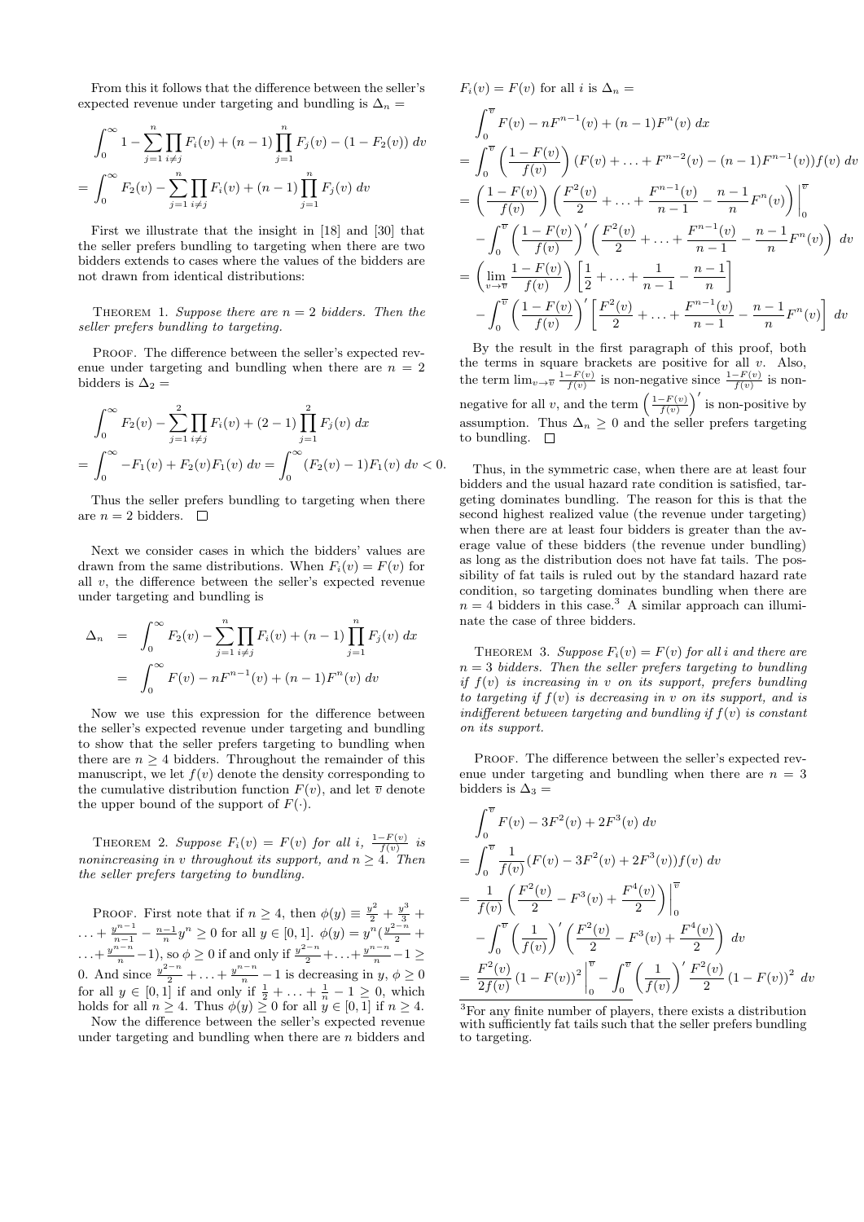From this it follows that the difference between the seller's expected revenue under targeting and bundling is $\Delta_n =$

$$\int_0^\infty 1 - \sum_{j=1}^{n} \prod_{i \neq j} F_i(v) + (n-1) \prod_{j=1}^{n} F_j(v) - (1 - F_2(v)) \, dv$$

$$= \int_0^\infty F_2(v) - \sum_{j=1}^{n} \prod_{i \neq j} F_i(v) + (n-1) \prod_{j=1}^{n} F_j(v) \, dv$$

First we illustrate that the insight in [18] and [30] that the seller prefers bundling to targeting when there are two bidders extends to cases where the values of the bidders are not drawn from identical distributions:

Theorem 1. *Suppose there are $n = 2$ bidders. Then the seller prefers bundling to targeting.*

Proof. The difference between the seller's expected revenue under targeting and bundling when there are $n = 2$ bidders is $\Delta_2 =$

$$\int_0^\infty F_2(v) - \sum_{j=1}^{2} \prod_{i \neq j} F_i(v) + (2-1) \prod_{j=1}^{2} F_j(v) \, dx$$

$$= \int_0^\infty -F_1(v) + F_2(v)F_1(v) \, dv = \int_0^\infty (F_2(v) - 1)F_1(v) \, dv < 0.$$

Thus the seller prefers bundling to targeting when there are $n = 2$ bidders. □

Next we consider cases in which the bidders' values are drawn from the same distributions. When $F_i(v) = F(v)$ for all $v$, the difference between the seller's expected revenue under targeting and bundling is

$$\Delta_n = \int_0^\infty F_2(v) - \sum_{j=1}^{n} \prod_{i \neq j} F_i(v) + (n-1) \prod_{j=1}^{n} F_j(v) \, dx$$

$$= \int_0^\infty F(v) - nF^{n-1}(v) + (n-1)F^n(v) \, dv$$

Now we use this expression for the difference between the seller's expected revenue under targeting and bundling to show that the seller prefers targeting to bundling when there are $n \geq 4$ bidders. Throughout the remainder of this manuscript, we let $f(v)$ denote the density corresponding to the cumulative distribution function $F(v)$, and let $\overline{v}$ denote the upper bound of the support of $F(\cdot)$.

Theorem 2. *Suppose $F_i(v) = F(v)$ for all $i$, $\frac{1-F(v)}{f(v)}$ is nonincreasing in $v$ throughout its support, and $n \geq 4$. Then the seller prefers targeting to bundling.*

Proof. First note that if $n \geq 4$, then $\phi(y) \equiv \frac{y^2}{2} + \frac{y^3}{3} + \ldots + \frac{y^{n-1}}{n-1} - \frac{n-1}{n}y^n \geq 0$ for all $y \in [0, 1]$. $\phi(y) = y^n(\frac{y^{2-n}}{2} + \ldots + \frac{y^{n-n}}{n} - 1)$, so $\phi \geq 0$ if and only if $\frac{y^{2-n}}{2} + \ldots + \frac{y^{n-n}}{n} - 1 \geq 0$. And since $\frac{y^{2-n}}{2} + \ldots + \frac{y^{n-n}}{n} - 1$ is decreasing in $y$, $\phi \geq 0$ for all $y \in [0, 1]$ if and only if $\frac{1}{2} + \ldots + \frac{1}{n} - 1 \geq 0$, which holds for all $n \geq 4$. Thus $\phi(y) \geq 0$ for all $y \in [0, 1]$ if $n \geq 4$.

Now the difference between the seller's expected revenue under targeting and bundling when there are $n$ bidders and $F_i(v) = F(v)$ for all $i$ is $\Delta_n =$

$$\int_0^{\overline{v}} F(v) - nF^{n-1}(v) + (n-1)F^n(v) \, dx$$

$$= \int_0^{\overline{v}} \left(\frac{1-F(v)}{f(v)}\right) (F(v) + \ldots + F^{n-2}(v) - (n-1)F^{n-1}(v)) f(v) \, dv$$

$$= \left(\frac{1-F(v)}{f(v)}\right) \left(\frac{F^2(v)}{2} + \ldots + \frac{F^{n-1}(v)}{n-1} - \frac{n-1}{n}F^n(v)\right) \Big|_0^{\overline{v}}$$

$$- \int_0^{\overline{v}} \left(\frac{1-F(v)}{f(v)}\right)' \left(\frac{F^2(v)}{2} + \ldots + \frac{F^{n-1}(v)}{n-1} - \frac{n-1}{n}F^n(v)\right) \, dv$$

$$= \left(\lim_{v \to \overline{v}} \frac{1-F(v)}{f(v)}\right) \left[\frac{1}{2} + \ldots + \frac{1}{n-1} - \frac{n-1}{n}\right]$$

$$- \int_0^{\overline{v}} \left(\frac{1-F(v)}{f(v)}\right)' \left[\frac{F^2(v)}{2} + \ldots + \frac{F^{n-1}(v)}{n-1} - \frac{n-1}{n}F^n(v)\right] \, dv$$

By the result in the first paragraph of this proof, both the terms in square brackets are positive for all $v$. Also, the term $\lim_{v \to \overline{v}} \frac{1-F(v)}{f(v)}$ is non-negative since $\frac{1-F(v)}{f(v)}$ is non-negative for all $v$, and the term $\left(\frac{1-F(v)}{f(v)}\right)'$ is non-positive by assumption. Thus $\Delta_n \geq 0$ and the seller prefers targeting to bundling. □

Thus, in the symmetric case, when there are at least four bidders and the usual hazard rate condition is satisfied, targeting dominates bundling. The reason for this is that the second highest realized value (the revenue under targeting) when there are at least four bidders is greater than the average value of these bidders (the revenue under bundling) as long as the distribution does not have fat tails. The possibility of fat tails is ruled out by the standard hazard rate condition, so targeting dominates bundling when there are $n = 4$ bidders in this case.[3] A similar approach can illuminate the case of three bidders.

Theorem 3. *Suppose $F_i(v) = F(v)$ for all $i$ and there are $n = 3$ bidders. Then the seller prefers targeting to bundling if $f(v)$ is increasing in $v$ on its support, prefers bundling to targeting if $f(v)$ is decreasing in $v$ on its support, and is indifferent between targeting and bundling if $f(v)$ is constant on its support.*

Proof. The difference between the seller's expected revenue under targeting and bundling when there are $n = 3$ bidders is $\Delta_3 =$

$$\int_0^{\overline{v}} F(v) - 3F^2(v) + 2F^3(v) \, dv$$

$$= \int_0^{\overline{v}} \frac{1}{f(v)} (F(v) - 3F^2(v) + 2F^3(v)) f(v) \, dv$$

$$= \frac{1}{f(v)} \left(\frac{F^2(v)}{2} - F^3(v) + \frac{F^4(v)}{2}\right) \Big|_0^{\overline{v}}$$

$$- \int_0^{\overline{v}} \left(\frac{1}{f(v)}\right)' \left(\frac{F^2(v)}{2} - F^3(v) + \frac{F^4(v)}{2}\right) \, dv$$

$$= \frac{F^2(v)}{2f(v)} (1 - F(v))^2 \Big|_0^{\overline{v}} - \int_0^{\overline{v}} \left(\frac{1}{f(v)}\right)' \frac{F^2(v)}{2} (1 - F(v))^2 \, dv$$

[3] For any finite number of players, there exists a distribution with sufficiently fat tails such that the seller prefers bundling to targeting.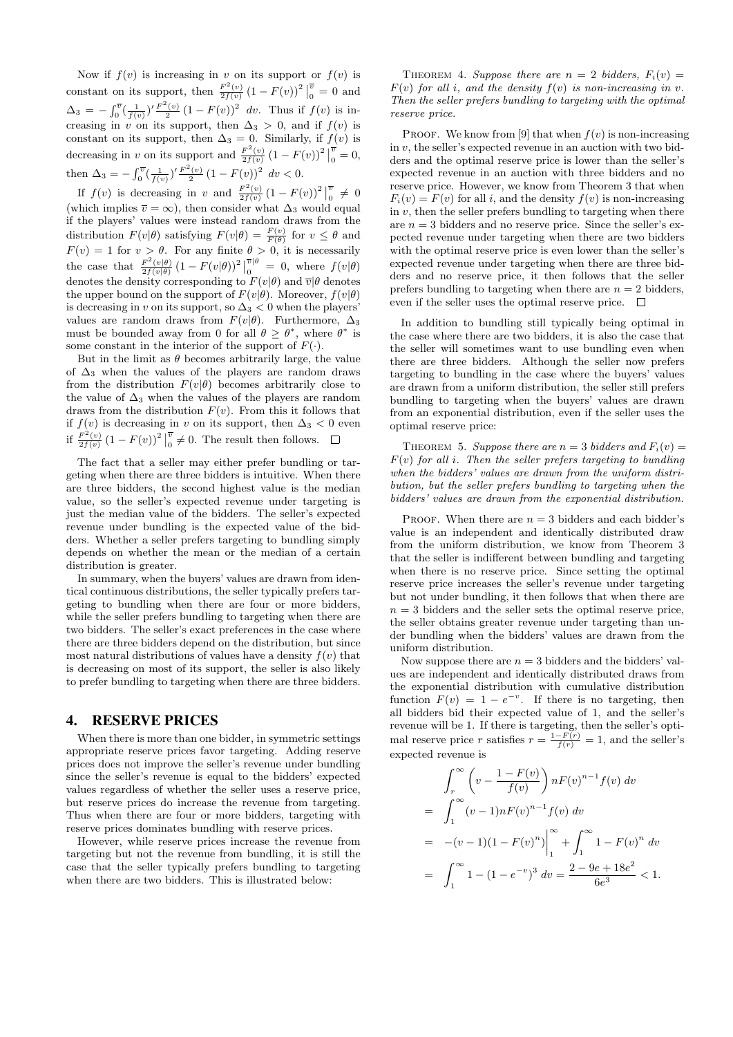Now if $f(v)$ is increasing in $v$ on its support or $f(v)$ is constant on its support, then $\frac{F^2(v)}{2f(v)}(1-F(v))^2\big|_0^{\overline{v}} = 0$ and $\Delta_3 = -\int_0^{\overline{v}}(\frac{1}{f(v)})' \frac{F^2(v)}{2}(1-F(v))^2\ dv$. Thus if $f(v)$ is increasing in $v$ on its support, then $\Delta_3 > 0$, and if $f(v)$ is constant on its support, then $\Delta_3 = 0$. Similarly, if $f(v)$ is decreasing in $v$ on its support and $\frac{F^2(v)}{2f(v)}(1-F(v))^2\big|_0^{\overline{v}} = 0$, then $\Delta_3 = -\int_0^{\overline{v}}(\frac{1}{f(v)})' \frac{F^2(v)}{2}(1-F(v))^2\ dv < 0$.

If $f(v)$ is decreasing in $v$ and $\frac{F^2(v)}{2f(v)}(1-F(v))^2\big|_0^{\overline{v}} \neq 0$ (which implies $\overline{v} = \infty$), then consider what $\Delta_3$ would equal if the players' values were instead random draws from the distribution $F(v|\theta)$ satisfying $F(v|\theta) = \frac{F(v)}{F(\theta)}$ for $v \leq \theta$ and $F(v) = 1$ for $v > \theta$. For any finite $\theta > 0$, it is necessarily the case that $\frac{F^2(v|\theta)}{2f(v|\theta)}(1-F(v|\theta))^2\big|_0^{\overline{v}|\theta} = 0$, where $f(v|\theta)$ denotes the density corresponding to $F(v|\theta)$ and $\overline{v}|\theta$ denotes the upper bound on the support of $F(v|\theta)$. Moreover, $f(v|\theta)$ is decreasing in $v$ on its support, so $\Delta_3 < 0$ when the players' values are random draws from $F(v|\theta)$. Furthermore, $\Delta_3$ must be bounded away from 0 for all $\theta \geq \theta^*$, where $\theta^*$ is some constant in the interior of the support of $F(\cdot)$.

But in the limit as $\theta$ becomes arbitrarily large, the value of $\Delta_3$ when the values of the players are random draws from the distribution $F(v|\theta)$ becomes arbitrarily close to the value of $\Delta_3$ when the values of the players are random draws from the distribution $F(v)$. From this it follows that if $f(v)$ is decreasing in $v$ on its support, then $\Delta_3 < 0$ even if $\frac{F^2(v)}{2f(v)}(1-F(v))^2\big|_0^{\overline{v}} \neq 0$. The result then follows. $\square$

The fact that a seller may either prefer bundling or targeting when there are three bidders is intuitive. When there are three bidders, the second highest value is the median value, so the seller's expected revenue under targeting is just the median value of the bidders. The seller's expected revenue under bundling is the expected value of the bidders. Whether a seller prefers targeting to bundling simply depends on whether the mean or the median of a certain distribution is greater.

In summary, when the buyers' values are drawn from identical continuous distributions, the seller typically prefers targeting to bundling when there are four or more bidders, while the seller prefers bundling to targeting when there are two bidders. The seller's exact preferences in the case where there are three bidders depend on the distribution, but since most natural distributions of values have a density $f(v)$ that is decreasing on most of its support, the seller is also likely to prefer bundling to targeting when there are three bidders.

## 4. RESERVE PRICES

When there is more than one bidder, in symmetric settings appropriate reserve prices favor targeting. Adding reserve prices does not improve the seller's revenue under bundling since the seller's revenue is equal to the bidders' expected values regardless of whether the seller uses a reserve price, but reserve prices do increase the revenue from targeting. Thus when there are four or more bidders, targeting with reserve prices dominates bundling with reserve prices.

However, while reserve prices increase the revenue from targeting but not the revenue from bundling, it is still the case that the seller typically prefers bundling to targeting when there are two bidders. This is illustrated below:

THEOREM 4. *Suppose there are $n = 2$ bidders, $F_i(v) = F(v)$ for all $i$, and the density $f(v)$ is non-increasing in $v$. Then the seller prefers bundling to targeting with the optimal reserve price.*

PROOF. We know from [9] that when $f(v)$ is non-increasing in $v$, the seller's expected revenue in an auction with two bidders and the optimal reserve price is lower than the seller's expected revenue in an auction with three bidders and no reserve price. However, we know from Theorem 3 that when $F_i(v) = F(v)$ for all $i$, and the density $f(v)$ is non-increasing in $v$, then the seller prefers bundling to targeting when there are $n = 3$ bidders and no reserve price. Since the seller's expected revenue under targeting when there are two bidders with the optimal reserve price is even lower than the seller's expected revenue under targeting when there are three bidders and no reserve price, it then follows that the seller prefers bundling to targeting when there are $n = 2$ bidders, even if the seller uses the optimal reserve price. $\square$

In addition to bundling still typically being optimal in the case where there are two bidders, it is also the case that the seller will sometimes want to use bundling even when there are three bidders. Although the seller now prefers targeting to bundling in the case where the buyers' values are drawn from a uniform distribution, the seller still prefers bundling to targeting when the buyers' values are drawn from an exponential distribution, even if the seller uses the optimal reserve price:

THEOREM 5. *Suppose there are $n = 3$ bidders and $F_i(v) = F(v)$ for all $i$. Then the seller prefers targeting to bundling when the bidders' values are drawn from the uniform distribution, but the seller prefers bundling to targeting when the bidders' values are drawn from the exponential distribution.*

PROOF. When there are $n = 3$ bidders and each bidder's value is an independent and identically distributed draw from the uniform distribution, we know from Theorem 3 that the seller is indifferent between bundling and targeting when there is no reserve price. Since setting the optimal reserve price increases the seller's revenue under targeting but not under bundling, it then follows that when there are $n = 3$ bidders and the seller sets the optimal reserve price, the seller obtains greater revenue under targeting than under bundling when the bidders' values are drawn from the uniform distribution.

Now suppose there are $n = 3$ bidders and the bidders' values are independent and identically distributed draws from the exponential distribution with cumulative distribution function $F(v) = 1 - e^{-v}$. If there is no targeting, then all bidders bid their expected value of 1, and the seller's revenue will be 1. If there is targeting, then the seller's optimal reserve price $r$ satisfies $r = \frac{1-F(r)}{f(r)} = 1$, and the seller's expected revenue is

$$
\begin{aligned}
& \int_r^\infty \left(v - \frac{1-F(v)}{f(v)}\right) nF(v)^{n-1} f(v)\ dv \\
= & \int_1^\infty (v-1) nF(v)^{n-1} f(v)\ dv \\
= & -(v-1)(1-F(v)^n)\Big|_1^\infty + \int_1^\infty 1 - F(v)^n\ dv \\
= & \int_1^\infty 1 - (1-e^{-v})^3\ dv = \frac{2 - 9e + 18e^2}{6e^3} < 1.
\end{aligned}
$$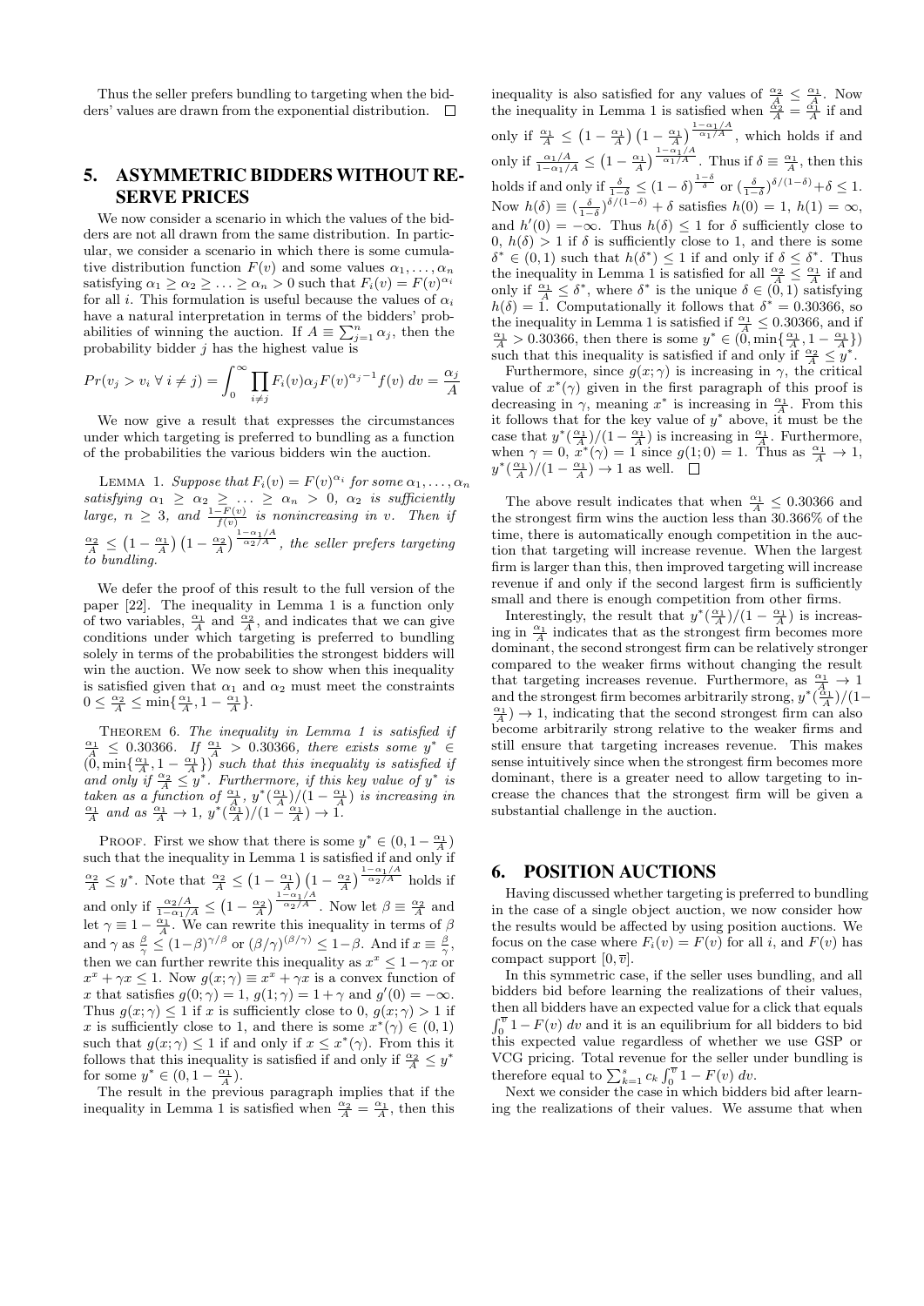Thus the seller prefers bundling to targeting when the bidders' values are drawn from the exponential distribution. □

## 5. ASYMMETRIC BIDDERS WITHOUT RESERVE PRICES

We now consider a scenario in which the values of the bidders are not all drawn from the same distribution. In particular, we consider a scenario in which there is some cumulative distribution function $F(v)$ and some values $\alpha_1, \ldots, \alpha_n$ satisfying $\alpha_1 \geq \alpha_2 \geq \ldots \geq \alpha_n > 0$ such that $F_i(v) = F(v)^{\alpha_i}$ for all $i$. This formulation is useful because the values of $\alpha_i$ have a natural interpretation in terms of the bidders' probabilities of winning the auction. If $A \equiv \sum_{j=1}^n \alpha_j$, then the probability bidder $j$ has the highest value is

$$Pr(v_j > v_i \;\forall\; i \neq j) = \int_0^\infty \prod_{i \neq j} F_i(v) \alpha_j F(v)^{\alpha_j - 1} f(v) \, dv = \frac{\alpha_j}{A}$$

We now give a result that expresses the circumstances under which targeting is preferred to bundling as a function of the probabilities the various bidders win the auction.

LEMMA 1. *Suppose that $F_i(v) = F(v)^{\alpha_i}$ for some $\alpha_1, \ldots, \alpha_n$ satisfying $\alpha_1 \geq \alpha_2 \geq \ldots \geq \alpha_n > 0$, $\alpha_2$ is sufficiently large, $n \geq 3$, and $\frac{1-F(v)}{f(v)}$ is nonincreasing in $v$. Then if $\frac{\alpha_2}{A} \leq \left(1 - \frac{\alpha_1}{A}\right)\left(1 - \frac{\alpha_2}{A}\right)^{\frac{1-\alpha_1/A}{\alpha_2/A}}$, the seller prefers targeting to bundling.*

We defer the proof of this result to the full version of the paper [22]. The inequality in Lemma 1 is a function only of two variables, $\frac{\alpha_1}{A}$ and $\frac{\alpha_2}{A}$, and indicates that we can give conditions under which targeting is preferred to bundling solely in terms of the probabilities the strongest bidders will win the auction. We now seek to show when this inequality is satisfied given that $\alpha_1$ and $\alpha_2$ must meet the constraints $0 \leq \frac{\alpha_2}{A} \leq \min\{\frac{\alpha_1}{A}, 1 - \frac{\alpha_1}{A}\}$.

THEOREM 6. *The inequality in Lemma 1 is satisfied if $\frac{\alpha_1}{A} \leq 0.30366$. If $\frac{\alpha_1}{A} > 0.30366$, there exists some $y^* \in (0, \min\{\frac{\alpha_1}{A}, 1 - \frac{\alpha_1}{A}\})$ such that this inequality is satisfied if and only if $\frac{\alpha_2}{A} \leq y^*$. Furthermore, if this key value of $y^*$ is taken as a function of $\frac{\alpha_1}{A}$, $y^*(\frac{\alpha_1}{A})/(1 - \frac{\alpha_1}{A})$ is increasing in $\frac{\alpha_1}{A}$ and as $\frac{\alpha_1}{A} \to 1$, $y^*(\frac{\alpha_1}{A})/(1 - \frac{\alpha_1}{A}) \to 1$.*

PROOF. First we show that there is some $y^* \in (0, 1 - \frac{\alpha_1}{A})$ such that the inequality in Lemma 1 is satisfied if and only if $\frac{\alpha_2}{A} \leq y^*$. Note that $\frac{\alpha_2}{A} \leq \left(1 - \frac{\alpha_1}{A}\right)\left(1 - \frac{\alpha_2}{A}\right)^{\frac{1-\alpha_1/A}{\alpha_2/A}}$ holds if and only if $\frac{\alpha_2/A}{1-\alpha_1/A} \leq \left(1 - \frac{\alpha_2}{A}\right)^{\frac{1-\alpha_1/A}{\alpha_2/A}}$. Now let $\beta \equiv \frac{\alpha_2}{A}$ and let $\gamma \equiv 1 - \frac{\alpha_1}{A}$. We can rewrite this inequality in terms of $\beta$ and $\gamma$ as $\frac{\beta}{\gamma} \leq (1-\beta)^{\gamma/\beta}$ or $(\beta/\gamma)^{(\beta/\gamma)} \leq 1 - \beta$. And if $x \equiv \frac{\beta}{\gamma}$, then we can further rewrite this inequality as $x^x \leq 1 - \gamma x$ or $x^x + \gamma x \leq 1$. Now $g(x; \gamma) \equiv x^x + \gamma x$ is a convex function of $x$ that satisfies $g(0; \gamma) = 1$, $g(1; \gamma) = 1 + \gamma$ and $g'(0) = -\infty$. Thus $g(x; \gamma) \leq 1$ if $x$ is sufficiently close to 0, $g(x; \gamma) > 1$ if $x$ is sufficiently close to 1, and there is some $x^*(\gamma) \in (0, 1)$ such that $g(x; \gamma) \leq 1$ if and only if $x \leq x^*(\gamma)$. From this it follows that this inequality is satisfied if and only if $\frac{\alpha_2}{A} \leq y^*$ for some $y^* \in (0, 1 - \frac{\alpha_1}{A})$.

The result in the previous paragraph implies that if the inequality in Lemma 1 is satisfied when $\frac{\alpha_2}{A} = \frac{\alpha_1}{A}$, then this inequality is also satisfied for any values of $\frac{\alpha_2}{A} \leq \frac{\alpha_1}{A}$. Now the inequality in Lemma 1 is satisfied when $\frac{\alpha_2}{A} = \frac{\alpha_1}{A}$ if and only if $\frac{\alpha_1}{A} \leq \left(1 - \frac{\alpha_1}{A}\right)\left(1 - \frac{\alpha_1}{A}\right)^{\frac{1-\alpha_1/A}{\alpha_1/A}}$, which holds if and only if $\frac{\alpha_1/A}{1-\alpha_1/A} \leq \left(1 - \frac{\alpha_1}{A}\right)^{\frac{1-\alpha_1/A}{\alpha_1/A}}$. Thus if $\delta \equiv \frac{\alpha_1}{A}$, then this holds if and only if $\frac{\delta}{1-\delta} \leq (1-\delta)^{\frac{1-\delta}{\delta}}$ or $(\frac{\delta}{1-\delta})^{\delta/(1-\delta)} + \delta \leq 1$. Now $h(\delta) \equiv (\frac{\delta}{1-\delta})^{\delta/(1-\delta)} + \delta$ satisfies $h(0) = 1$, $h(1) = \infty$, and $h'(0) = -\infty$. Thus $h(\delta) \leq 1$ for $\delta$ sufficiently close to 0, $h(\delta) > 1$ if $\delta$ is sufficiently close to 1, and there is some $\delta^* \in (0, 1)$ such that $h(\delta^*) \leq 1$ if and only if $\delta \leq \delta^*$. Thus the inequality in Lemma 1 is satisfied for all $\frac{\alpha_2}{A} \leq \frac{\alpha_1}{A}$ if and only if $\frac{\alpha_1}{A} \leq \delta^*$, where $\delta^*$ is the unique $\delta \in (0, 1)$ satisfying $h(\delta) = 1$. Computationally it follows that $\delta^* = 0.30366$, so the inequality in Lemma 1 is satisfied if $\frac{\alpha_1}{A} \leq 0.30366$, and if $\frac{\alpha_1}{A} > 0.30366$, then there is some $y^* \in (0, \min\{\frac{\alpha_1}{A}, 1 - \frac{\alpha_1}{A}\})$ such that this inequality is satisfied if and only if $\frac{\alpha_2}{A} \leq y^*$.

Furthermore, since $g(x; \gamma)$ is increasing in $\gamma$, the critical value of $x^*(\gamma)$ given in the first paragraph of this proof is decreasing in $\gamma$, meaning $x^*$ is increasing in $\frac{\alpha_1}{A}$. From this it follows that for the key value of $y^*$ above, it must be the case that $y^*(\frac{\alpha_1}{A})/(1 - \frac{\alpha_1}{A})$ is increasing in $\frac{\alpha_1}{A}$. Furthermore, when $\gamma = 0$, $x^*(\gamma) = 1$ since $g(1; 0) = 1$. Thus as $\frac{\alpha_1}{A} \to 1$, $y^*(\frac{\alpha_1}{A})/(1 - \frac{\alpha_1}{A}) \to 1$ as well. □

The above result indicates that when $\frac{\alpha_1}{A} \leq 0.30366$ and the strongest firm wins the auction less than 30.366% of the time, there is automatically enough competition in the auction that targeting will increase revenue. When the largest firm is larger than this, then improved targeting will increase revenue if and only if the second largest firm is sufficiently small and there is enough competition from other firms.

Interestingly, the result that $y^*(\frac{\alpha_1}{A})/(1 - \frac{\alpha_1}{A})$ is increasing in $\frac{\alpha_1}{A}$ indicates that as the strongest firm becomes more dominant, the second strongest firm can be relatively stronger compared to the weaker firms without changing the result that targeting increases revenue. Furthermore, as $\frac{\alpha_1}{A} \to 1$ and the strongest firm becomes arbitrarily strong, $y^*(\frac{\alpha_1}{A})/(1 - \frac{\alpha_1}{A}) \to 1$, indicating that the second strongest firm can also become arbitrarily strong relative to the weaker firms and still ensure that targeting increases revenue. This makes sense intuitively since when the strongest firm becomes more dominant, there is a greater need to allow targeting to increase the chances that the strongest firm will be given a substantial challenge in the auction.

## 6. POSITION AUCTIONS

Having discussed whether targeting is preferred to bundling in the case of a single object auction, we now consider how the results would be affected by using position auctions. We focus on the case where $F_i(v) = F(v)$ for all $i$, and $F(v)$ has compact support $[0, \overline{v}]$.

In this symmetric case, if the seller uses bundling, and all bidders bid before learning the realizations of their values, then all bidders have an expected value for a click that equals $\int_0^{\overline{v}} 1 - F(v) \, dv$ and it is an equilibrium for all bidders to bid this expected value regardless of whether we use GSP or VCG pricing. Total revenue for the seller under bundling is therefore equal to $\sum_{k=1}^s c_k \int_0^{\overline{v}} 1 - F(v) \, dv$.

Next we consider the case in which bidders bid after learning the realizations of their values. We assume that when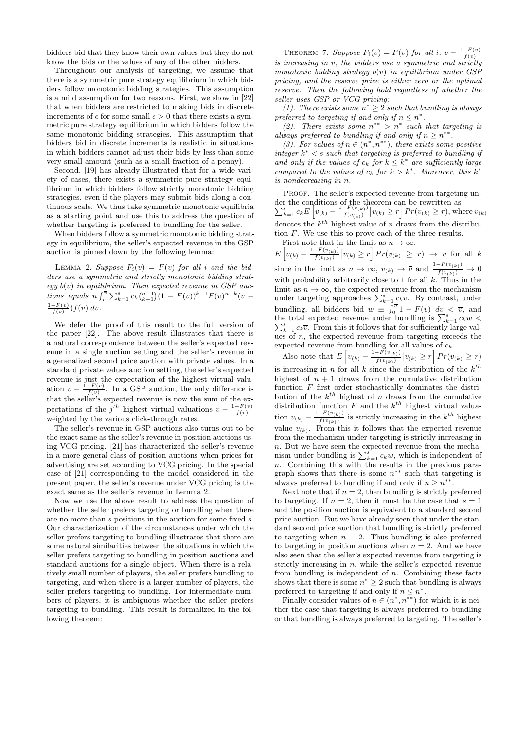bidders bid that they know their own values but they do not know the bids or the values of any of the other bidders.

Throughout our analysis of targeting, we assume that there is a symmetric pure strategy equilibrium in which bidders follow monotonic bidding strategies. This assumption is a mild assumption for two reasons. First, we show in [22] that when bidders are restricted to making bids in discrete increments of $\epsilon$ for some small $\epsilon > 0$ that there exists a symmetric pure strategy equilibrium in which bidders follow the same monotonic bidding strategies. This assumption that bidders bid in discrete increments is realistic in situations in which bidders cannot adjust their bids by less than some very small amount (such as a small fraction of a penny).

Second, [19] has already illustrated that for a wide variety of cases, there exists a symmetric pure strategy equilibrium in which bidders follow strictly monotonic bidding strategies, even if the players may submit bids along a continuous scale. We thus take symmetric monotonic equilibria as a starting point and use this to address the question of whether targeting is preferred to bundling for the seller.

When bidders follow a symmetric monotonic bidding strategy in equilibrium, the seller's expected revenue in the GSP auction is pinned down by the following lemma:

Lemma 2. *Suppose $F_i(v) = F(v)$ for all $i$ and the bidders use a symmetric and strictly monotonic bidding strategy $b(v)$ in equilibrium. Then expected revenue in GSP auctions equals $n \int_r^{\overline{v}} \sum_{k=1}^{s} c_k \binom{n-1}{k-1} (1-F(v))^{k-1} F(v)^{n-k} (v - \frac{1-F(v)}{f(v)}) f(v)\, dv$.*

We defer the proof of this result to the full version of the paper [22]. The above result illustrates that there is a natural correspondence between the seller's expected revenue in a single auction setting and the seller's revenue in a generalized second price auction with private values. In a standard private values auction setting, the seller's expected revenue is just the expectation of the highest virtual valuation $v - \frac{1-F(v)}{f(v)}$. In a GSP auction, the only difference is that the seller's expected revenue is now the sum of the expectations of the $j^{th}$ highest virtual valuations $v - \frac{1-F(v)}{f(v)}$ weighted by the various click-through rates.

The seller's revenue in GSP auctions also turns out to be the exact same as the seller's revenue in position auctions using VCG pricing. [21] has characterized the seller's revenue in a more general class of position auctions when prices for advertising are set according to VCG pricing. In the special case of [21] corresponding to the model considered in the present paper, the seller's revenue under VCG pricing is the exact same as the seller's revenue in Lemma 2.

Now we use the above result to address the question of whether the seller prefers targeting or bundling when there are no more than $s$ positions in the auction for some fixed $s$. Our characterization of the circumstances under which the seller prefers targeting to bundling illustrates that there are some natural similarities between the situations in which the seller prefers targeting to bundling in position auctions and standard auctions for a single object. When there is a relatively small number of players, the seller prefers bundling to targeting, and when there is a larger number of players, the seller prefers targeting to bundling. For intermediate numbers of players, it is ambiguous whether the seller prefers targeting to bundling. This result is formalized in the following theorem:

Theorem 7. *Suppose $F_i(v) = F(v)$ for all $i$, $v - \frac{1-F(v)}{f(v)}$ is increasing in $v$, the bidders use a symmetric and strictly monotonic bidding strategy $b(v)$ in equilibrium under GSP pricing, and the reserve price is either zero or the optimal reserve. Then the following hold regardless of whether the seller uses GSP or VCG pricing:*

*(1). There exists some $n^* \geq 2$ such that bundling is always preferred to targeting if and only if $n \leq n^*$.*

*(2). There exists some $n^{**} > n^*$ such that targeting is always preferred to bundling if and only if $n \geq n^{**}$.*

*(3). For values of $n \in (n^*, n^{**})$, there exists some positive integer $k^* < s$ such that targeting is preferred to bundling if and only if the values of $c_k$ for $k \leq k^*$ are sufficiently large compared to the values of $c_k$ for $k > k^*$. Moreover, this $k^*$ is nondecreasing in $n$.*

Proof. The seller's expected revenue from targeting under the conditions of the theorem can be rewritten as $\sum_{k=1}^{s} c_k E\left[v_{(k)} - \frac{1-F(v_{(k)})}{f(v_{(k)})} | v_{(k)} \geq r\right] Pr(v_{(k)} \geq r)$, where $v_{(k)}$ denotes the $k^{th}$ highest value of $n$ draws from the distribution $F$. We use this to prove each of the three results.

First note that in the limit as $n \rightarrow \infty$, $E\left[v_{(k)} - \frac{1-F(v_{(k)})}{f(v_{(k)})} | v_{(k)} \geq r\right] Pr(v_{(k)} \geq r) \rightarrow \overline{v}$ for all $k$ since in the limit as $n \rightarrow \infty$, $v_{(k)} \rightarrow \overline{v}$ and $\frac{1-F(v_{(k)})}{f(v_{(k)})} \rightarrow 0$ with probability arbitrarily close to 1 for all $k$. Thus in the limit as $n \rightarrow \infty$, the expected revenue from the mechanism under targeting approaches $\sum_{k=1}^{s} c_k \overline{v}$. By contrast, under bundling, all bidders bid $w \equiv \int_0^{\overline{v}} 1 - F(v)\, dv < \overline{v}$, and the total expected revenue under bundling is $\sum_{k=1}^{s} c_k w < \sum_{k=1}^{s} c_k \overline{v}$. From this it follows that for sufficiently large values of $n$, the expected revenue from targeting exceeds the expected revenue from bundling for all values of $c_k$.

Also note that $E\left[v_{(k)} - \frac{1-F(v_{(k)})}{f(v_{(k)})} | v_{(k)} \geq r\right] Pr(v_{(k)} \geq r)$ is increasing in $n$ for all $k$ since the distribution of the $k^{th}$ highest of $n+1$ draws from the cumulative distribution function $F$ first order stochastically dominates the distribution of the $k^{th}$ highest of $n$ draws from the cumulative distribution function $F$ and the $k^{th}$ highest virtual valuation $v_{(k)} - \frac{1-F(v_{(k)})}{f(v_{(k)})}$ is strictly increasing in the $k^{th}$ highest value $v_{(k)}$. From this it follows that the expected revenue from the mechanism under targeting is strictly increasing in $n$. But we have seen the expected revenue from the mechanism under bundling is $\sum_{k=1}^{s} c_k w$, which is independent of $n$. Combining this with the results in the previous paragraph shows that there is some $n^{**}$ such that targeting is always preferred to bundling if and only if $n \geq n^{**}$.

Next note that if $n = 2$, then bundling is strictly preferred to targeting. If $n = 2$, then it must be the case that $s = 1$ and the position auction is equivalent to a standard second price auction. But we have already seen that under the standard second price auction that bundling is strictly preferred to targeting when $n = 2$. Thus bundling is also preferred to targeting in position auctions when $n = 2$. And we have also seen that the seller's expected revenue from targeting is strictly increasing in $n$, while the seller's expected revenue from bundling is independent of $n$. Combining these facts shows that there is some $n^* \geq 2$ such that bundling is always preferred to targeting if and only if $n \leq n^*$.

Finally consider values of $n \in (n^*, n^{**})$ for which it is neither the case that targeting is always preferred to bundling or that bundling is always preferred to targeting. The seller's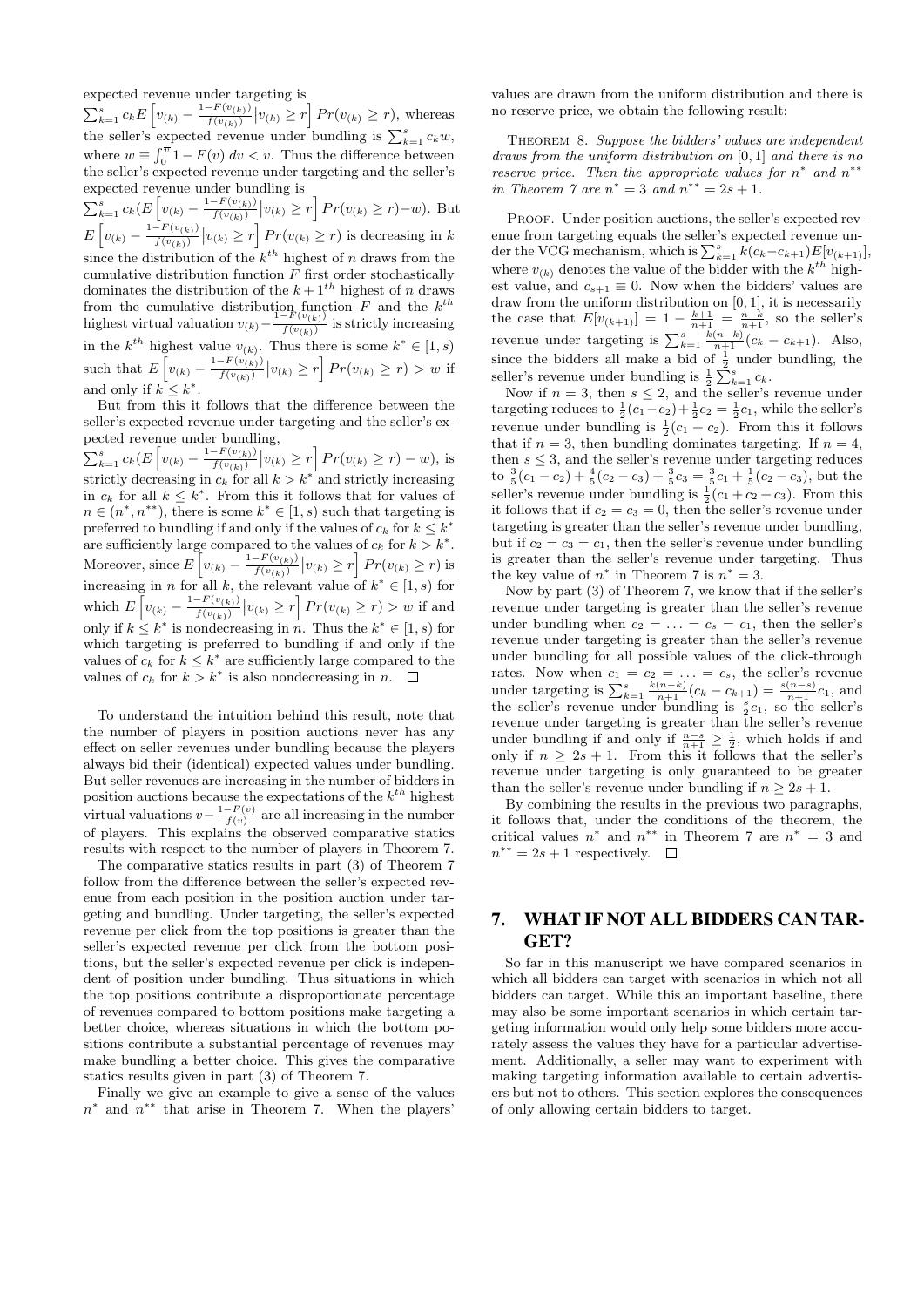expected revenue under targeting is $\sum_{k=1}^{s} c_k E\left[v_{(k)} - \frac{1-F(v_{(k)})}{f(v_{(k)})} | v_{(k)} \geq r\right] Pr(v_{(k)} \geq r)$, whereas the seller's expected revenue under bundling is $\sum_{k=1}^{s} c_k w$, where $w \equiv \int_0^{\overline{v}} 1 - F(v)\ dv < \overline{v}$. Thus the difference between the seller's expected revenue under targeting and the seller's expected revenue under bundling is $\sum_{k=1}^{s} c_k (E\left[v_{(k)} - \frac{1-F(v_{(k)})}{f(v_{(k)})} | v_{(k)} \geq r\right] Pr(v_{(k)} \geq r) - w)$. But $E\left[v_{(k)} - \frac{1-F(v_{(k)})}{f(v_{(k)})} | v_{(k)} \geq r\right] Pr(v_{(k)} \geq r)$ is decreasing in $k$ since the distribution of the $k^{th}$ highest of $n$ draws from the cumulative distribution function $F$ first order stochastically dominates the distribution of the $k+1^{th}$ highest of $n$ draws from the cumulative distribution function $F$ and the $k^{th}$ highest virtual valuation $v_{(k)} - \frac{1-F(v_{(k)})}{f(v_{(k)})}$ is strictly increasing in the $k^{th}$ highest value $v_{(k)}$. Thus there is some $k^* \in [1, s)$ such that $E\left[v_{(k)} - \frac{1-F(v_{(k)})}{f(v_{(k)})} | v_{(k)} \geq r\right] Pr(v_{(k)} \geq r) > w$ if and only if $k \leq k^*$.

But from this it follows that the difference between the seller's expected revenue under targeting and the seller's expected revenue under bundling, $\sum_{k=1}^{s} c_k (E\left[v_{(k)} - \frac{1-F(v_{(k)})}{f(v_{(k)})} | v_{(k)} \geq r\right] Pr(v_{(k)} \geq r) - w)$, is strictly decreasing in $c_k$ for all $k > k^*$ and strictly increasing in $c_k$ for all $k \leq k^*$. From this it follows that for values of $n \in (n^*, n^{**})$, there is some $k^* \in [1, s)$ such that targeting is preferred to bundling if and only if the values of $c_k$ for $k \leq k^*$ are sufficiently large compared to the values of $c_k$ for $k > k^*$. Moreover, since $E\left[v_{(k)} - \frac{1-F(v_{(k)})}{f(v_{(k)})} | v_{(k)} \geq r\right] Pr(v_{(k)} \geq r)$ is increasing in $n$ for all $k$, the relevant value of $k^* \in [1, s)$ for which $E\left[v_{(k)} - \frac{1-F(v_{(k)})}{f(v_{(k)})} | v_{(k)} \geq r\right] Pr(v_{(k)} \geq r) > w$ if and only if $k \leq k^*$ is nondecreasing in $n$. Thus the $k^* \in [1, s)$ for which targeting is preferred to bundling if and only if the values of $c_k$ for $k \leq k^*$ are sufficiently large compared to the values of $c_k$ for $k > k^*$ is also nondecreasing in $n$. $\square$

To understand the intuition behind this result, note that the number of players in position auctions never has any effect on seller revenues under bundling because the players always bid their (identical) expected values under bundling. But seller revenues are increasing in the number of bidders in position auctions because the expectations of the $k^{th}$ highest virtual valuations $v - \frac{1-F(v)}{f(v)}$ are all increasing in the number of players. This explains the observed comparative statics results with respect to the number of players in Theorem 7.

The comparative statics results in part (3) of Theorem 7 follow from the difference between the seller's expected revenue from each position in the position auction under targeting and bundling. Under targeting, the seller's expected revenue per click from the top positions is greater than the seller's expected revenue per click from the bottom positions, but the seller's expected revenue per click is independent of position under bundling. Thus situations in which the top positions contribute a disproportionate percentage of revenues compared to bottom positions make targeting a better choice, whereas situations in which the bottom positions contribute a substantial percentage of revenues may make bundling a better choice. This gives the comparative statics results given in part (3) of Theorem 7.

Finally we give an example to give a sense of the values $n^*$ and $n^{**}$ that arise in Theorem 7. When the players' values are drawn from the uniform distribution and there is no reserve price, we obtain the following result:

Theorem 8. *Suppose the bidders' values are independent draws from the uniform distribution on $[0, 1]$ and there is no reserve price. Then the appropriate values for $n^*$ and $n^{**}$ in Theorem 7 are $n^* = 3$ and $n^{**} = 2s + 1$.*

Proof. Under position auctions, the seller's expected revenue from targeting equals the seller's expected revenue under the VCG mechanism, which is $\sum_{k=1}^{s} k(c_k - c_{k+1}) E[v_{(k+1)}]$, where $v_{(k)}$ denotes the value of the bidder with the $k^{th}$ highest value, and $c_{s+1} \equiv 0$. Now when the bidders' values are draw from the uniform distribution on $[0, 1]$, it is necessarily the case that $E[v_{(k+1)}] = 1 - \frac{k+1}{n+1} = \frac{n-k}{n+1}$, so the seller's revenue under targeting is $\sum_{k=1}^{s} \frac{k(n-k)}{n+1}(c_k - c_{k+1})$. Also, since the bidders all make a bid of $\frac{1}{2}$ under bundling, the seller's revenue under bundling is $\frac{1}{2} \sum_{k=1}^{s} c_k$.

Now if $n = 3$, then $s \leq 2$, and the seller's revenue under targeting reduces to $\frac{1}{2}(c_1 - c_2) + \frac{1}{2} c_2 = \frac{1}{2} c_1$, while the seller's revenue under bundling is $\frac{1}{2}(c_1 + c_2)$. From this it follows that if $n = 3$, then bundling dominates targeting. If $n = 4$, then $s \leq 3$, and the seller's revenue under targeting reduces to $\frac{3}{5}(c_1 - c_2) + \frac{4}{5}(c_2 - c_3) + \frac{3}{5} c_3 = \frac{3}{5} c_1 + \frac{1}{5}(c_2 - c_3)$, but the seller's revenue under bundling is $\frac{1}{2}(c_1 + c_2 + c_3)$. From this it follows that if $c_2 = c_3 = 0$, then the seller's revenue under targeting is greater than the seller's revenue under bundling, but if $c_2 = c_3 = c_1$, then the seller's revenue under bundling is greater than the seller's revenue under targeting. Thus the key value of $n^*$ in Theorem 7 is $n^* = 3$.

Now by part (3) of Theorem 7, we know that if the seller's revenue under targeting is greater than the seller's revenue under bundling when $c_2 = \ldots = c_s = c_1$, then the seller's revenue under targeting is greater than the seller's revenue under bundling for all possible values of the click-through rates. Now when $c_1 = c_2 = \ldots = c_s$, the seller's revenue under targeting is $\sum_{k=1}^{s} \frac{k(n-k)}{n+1}(c_k - c_{k+1}) = \frac{s(n-s)}{n+1} c_1$, and the seller's revenue under bundling is $\frac{s}{2} c_1$, so the seller's revenue under targeting is greater than the seller's revenue under bundling if and only if $\frac{n-s}{n+1} \geq \frac{1}{2}$, which holds if and only if $n \geq 2s + 1$. From this it follows that the seller's revenue under targeting is only guaranteed to be greater than the seller's revenue under bundling if $n \geq 2s + 1$.

By combining the results in the previous two paragraphs, it follows that, under the conditions of the theorem, the critical values $n^*$ and $n^{**}$ in Theorem 7 are $n^* = 3$ and $n^{**} = 2s + 1$ respectively. $\square$

## 7. WHAT IF NOT ALL BIDDERS CAN TARGET?

So far in this manuscript we have compared scenarios in which all bidders can target with scenarios in which not all bidders can target. While this an important baseline, there may also be some important scenarios in which certain targeting information would only help some bidders more accurately assess the values they have for a particular advertisement. Additionally, a seller may want to experiment with making targeting information available to certain advertisers but not to others. This section explores the consequences of only allowing certain bidders to target.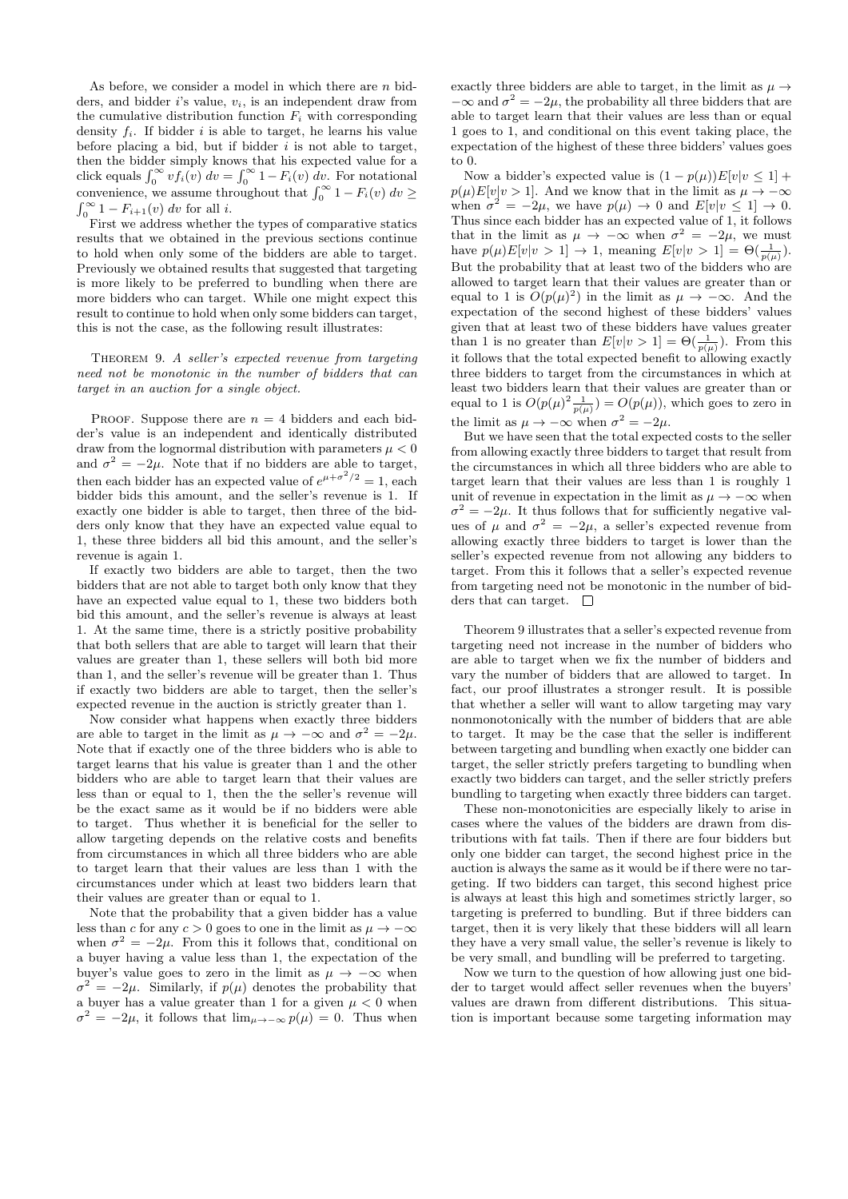As before, we consider a model in which there are $n$ bidders, and bidder $i$'s value, $v_i$, is an independent draw from the cumulative distribution function $F_i$ with corresponding density $f_i$. If bidder $i$ is able to target, he learns his value before placing a bid, but if bidder $i$ is not able to target, then the bidder simply knows that his expected value for a click equals $\int_0^\infty v f_i(v)\, dv = \int_0^\infty 1 - F_i(v)\, dv$. For notational convenience, we assume throughout that $\int_0^\infty 1 - F_i(v)\, dv \geq \int_0^\infty 1 - F_{i+1}(v)\, dv$ for all $i$.

First we address whether the types of comparative statics results that we obtained in the previous sections continue to hold when only some of the bidders are able to target. Previously we obtained results that suggested that targeting is more likely to be preferred to bundling when there are more bidders who can target. While one might expect this result to continue to hold when only some bidders can target, this is not the case, as the following result illustrates:

THEOREM 9. *A seller's expected revenue from targeting need not be monotonic in the number of bidders that can target in an auction for a single object.*

PROOF. Suppose there are $n = 4$ bidders and each bidder's value is an independent and identically distributed draw from the lognormal distribution with parameters $\mu < 0$ and $\sigma^2 = -2\mu$. Note that if no bidders are able to target, then each bidder has an expected value of $e^{\mu+\sigma^2/2} = 1$, each bidder bids this amount, and the seller's revenue is 1. If exactly one bidder is able to target, then three of the bidders only know that they have an expected value equal to 1, these three bidders all bid this amount, and the seller's revenue is again 1.

If exactly two bidders are able to target, then the two bidders that are not able to target both only know that they have an expected value equal to 1, these two bidders both bid this amount, and the seller's revenue is always at least 1. At the same time, there is a strictly positive probability that both sellers that are able to target will learn that their values are greater than 1, these sellers will both bid more than 1, and the seller's revenue will be greater than 1. Thus if exactly two bidders are able to target, then the seller's expected revenue in the auction is strictly greater than 1.

Now consider what happens when exactly three bidders are able to target in the limit as $\mu \to -\infty$ and $\sigma^2 = -2\mu$. Note that if exactly one of the three bidders who is able to target learns that his value is greater than 1 and the other bidders who are able to target learn that their values are less than or equal to 1, then the the seller's revenue will be the exact same as it would be if no bidders were able to target. Thus whether it is beneficial for the seller to allow targeting depends on the relative costs and benefits from circumstances in which all three bidders who are able to target learn that their values are less than 1 with the circumstances under which at least two bidders learn that their values are greater than or equal to 1.

Note that the probability that a given bidder has a value less than $c$ for any $c > 0$ goes to one in the limit as $\mu \to -\infty$ when $\sigma^2 = -2\mu$. From this it follows that, conditional on a buyer having a value less than 1, the expectation of the buyer's value goes to zero in the limit as $\mu \to -\infty$ when $\sigma^2 = -2\mu$. Similarly, if $p(\mu)$ denotes the probability that a buyer has a value greater than 1 for a given $\mu < 0$ when $\sigma^2 = -2\mu$, it follows that $\lim_{\mu\to-\infty} p(\mu) = 0$. Thus when exactly three bidders are able to target, in the limit as $\mu \to -\infty$ and $\sigma^2 = -2\mu$, the probability all three bidders that are able to target learn that their values are less than or equal 1 goes to 1, and conditional on this event taking place, the expectation of the highest of these three bidders' values goes to 0.

Now a bidder's expected value is $(1 - p(\mu))E[v|v \leq 1] + p(\mu)E[v|v > 1]$. And we know that in the limit as $\mu \to -\infty$ when $\sigma^2 = -2\mu$, we have $p(\mu) \to 0$ and $E[v|v \leq 1] \to 0$. Thus since each bidder has an expected value of 1, it follows that in the limit as $\mu \to -\infty$ when $\sigma^2 = -2\mu$, we must have $p(\mu)E[v|v > 1] \to 1$, meaning $E[v|v > 1] = \Theta(\frac{1}{p(\mu)})$. But the probability that at least two of the bidders who are allowed to target learn that their values are greater than or equal to 1 is $O(p(\mu)^2)$ in the limit as $\mu \to -\infty$. And the expectation of the second highest of these bidders' values given that at least two of these bidders have values greater than 1 is no greater than $E[v|v > 1] = \Theta(\frac{1}{p(\mu)})$. From this it follows that the total expected benefit to allowing exactly three bidders to target from the circumstances in which at least two bidders learn that their values are greater than or equal to 1 is $O(p(\mu)^2 \frac{1}{p(\mu)}) = O(p(\mu))$, which goes to zero in the limit as $\mu \to -\infty$ when $\sigma^2 = -2\mu$.

But we have seen that the total expected costs to the seller from allowing exactly three bidders to target that result from the circumstances in which all three bidders who are able to target learn that their values are less than 1 is roughly 1 unit of revenue in expectation in the limit as $\mu \to -\infty$ when $\sigma^2 = -2\mu$. It thus follows that for sufficiently negative values of $\mu$ and $\sigma^2 = -2\mu$, a seller's expected revenue from allowing exactly three bidders to target is lower than the seller's expected revenue from not allowing any bidders to target. From this it follows that a seller's expected revenue from targeting need not be monotonic in the number of bidders that can target. $\square$

Theorem 9 illustrates that a seller's expected revenue from targeting need not increase in the number of bidders who are able to target when we fix the number of bidders and vary the number of bidders that are allowed to target. In fact, our proof illustrates a stronger result. It is possible that whether a seller will want to allow targeting may vary nonmonotonically with the number of bidders that are able to target. It may be the case that the seller is indifferent between targeting and bundling when exactly one bidder can target, the seller strictly prefers targeting to bundling when exactly two bidders can target, and the seller strictly prefers bundling to targeting when exactly three bidders can target.

These non-monotonicities are especially likely to arise in cases where the values of the bidders are drawn from distributions with fat tails. Then if there are four bidders but only one bidder can target, the second highest price in the auction is always the same as it would be if there were no targeting. If two bidders can target, this second highest price is always at least this high and sometimes strictly larger, so targeting is preferred to bundling. But if three bidders can target, then it is very likely that these bidders will all learn they have a very small value, the seller's revenue is likely to be very small, and bundling will be preferred to targeting.

Now we turn to the question of how allowing just one bidder to target would affect seller revenues when the buyers' values are drawn from different distributions. This situation is important because some targeting information may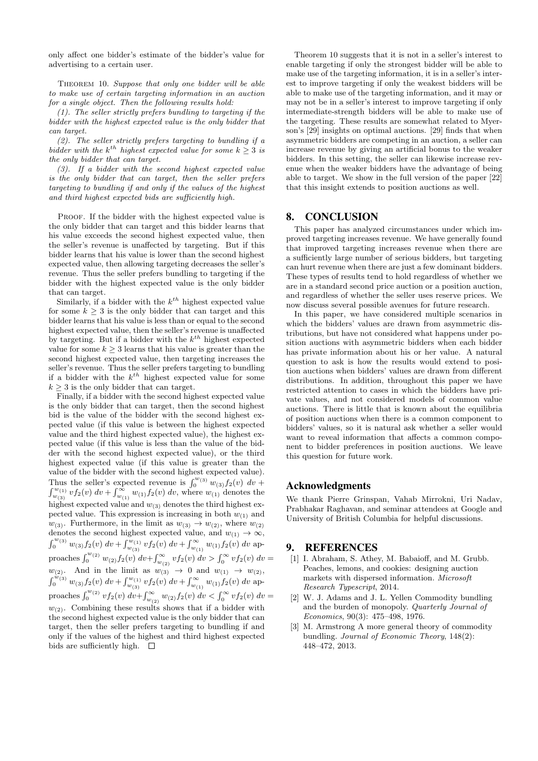only affect one bidder's estimate of the bidder's value for advertising to a certain user.

THEOREM 10. *Suppose that only one bidder will be able to make use of certain targeting information in an auction for a single object. Then the following results hold:*

*(1). The seller strictly prefers bundling to targeting if the bidder with the highest expected value is the only bidder that can target.*

*(2). The seller strictly prefers targeting to bundling if a bidder with the $k^{th}$ highest expected value for some $k \geq 3$ is the only bidder that can target.*

*(3). If a bidder with the second highest expected value is the only bidder that can target, then the seller prefers targeting to bundling if and only if the values of the highest and third highest expected bids are sufficiently high.*

PROOF. If the bidder with the highest expected value is the only bidder that can target and this bidder learns that his value exceeds the second highest expected value, then the seller's revenue is unaffected by targeting. But if this bidder learns that his value is lower than the second highest expected value, then allowing targeting decreases the seller's revenue. Thus the seller prefers bundling to targeting if the bidder with the highest expected value is the only bidder that can target.

Similarly, if a bidder with the $k^{th}$ highest expected value for some $k \geq 3$ is the only bidder that can target and this bidder learns that his value is less than or equal to the second highest expected value, then the seller's revenue is unaffected by targeting. But if a bidder with the $k^{th}$ highest expected value for some $k \geq 3$ learns that his value is greater than the second highest expected value, then targeting increases the seller's revenue. Thus the seller prefers targeting to bundling if a bidder with the $k^{th}$ highest expected value for some $k \geq 3$ is the only bidder that can target.

Finally, if a bidder with the second highest expected value is the only bidder that can target, then the second highest bid is the value of the bidder with the second highest expected value (if this value is between the highest expected value and the third highest expected value), the highest expected value (if this value is less than the value of the bidder with the second highest expected value), or the third highest expected value (if this value is greater than the value of the bidder with the second highest expected value). Thus the seller's expected revenue is $\int_0^{w_{(3)}} w_{(3)} f_2(v)\, dv + \int_{w_{(3)}}^{w_{(1)}} v f_2(v)\, dv + \int_{w_{(1)}}^{\infty} w_{(1)} f_2(v)\, dv$, where $w_{(1)}$ denotes the highest expected value and $w_{(3)}$ denotes the third highest expected value. This expression is increasing in both $w_{(1)}$ and $w_{(3)}$. Furthermore, in the limit as $w_{(3)} \to w_{(2)}$, where $w_{(2)}$ denotes the second highest expected value, and $w_{(1)} \to \infty$, $\int_0^{w_{(3)}} w_{(3)} f_2(v)\, dv + \int_{w_{(3)}}^{w_{(1)}} v f_2(v)\, dv + \int_{w_{(1)}}^{\infty} w_{(1)} f_2(v)\, dv$ approaches $\int_0^{w_{(2)}} w_{(2)} f_2(v)\, dv + \int_{w_{(2)}}^{\infty} v f_2(v)\, dv > \int_0^{\infty} v f_2(v)\, dv = w_{(2)}$. And in the limit as $w_{(3)} \to 0$ and $w_{(1)} \to w_{(2)}$, $\int_0^{w_{(3)}} w_{(3)} f_2(v)\, dv + \int_{w_{(3)}}^{w_{(1)}} v f_2(v)\, dv + \int_{w_{(1)}}^{\infty} w_{(1)} f_2(v)\, dv$ approaches $\int_0^{w_{(2)}} v f_2(v)\, dv + \int_{w_{(2)}}^{\infty} w_{(2)} f_2(v)\, dv < \int_0^{\infty} v f_2(v)\, dv = w_{(2)}$. Combining these results shows that if a bidder with the second highest expected value is the only bidder that can target, then the seller prefers targeting to bundling if and only if the values of the highest and third highest expected bids are sufficiently high. □

Theorem 10 suggests that it is not in a seller's interest to enable targeting if only the strongest bidder will be able to make use of the targeting information, it is in a seller's interest to improve targeting if only the weakest bidders will be able to make use of the targeting information, and it may or may not be in a seller's interest to improve targeting if only intermediate-strength bidders will be able to make use of the targeting. These results are somewhat related to Myerson's [29] insights on optimal auctions. [29] finds that when asymmetric bidders are competing in an auction, a seller can increase revenue by giving an artificial bonus to the weaker bidders. In this setting, the seller can likewise increase revenue when the weaker bidders have the advantage of being able to target. We show in the full version of the paper [22] that this insight extends to position auctions as well.

## 8. CONCLUSION

This paper has analyzed circumstances under which improved targeting increases revenue. We have generally found that improved targeting increases revenue when there are a sufficiently large number of serious bidders, but targeting can hurt revenue when there are just a few dominant bidders. These types of results tend to hold regardless of whether we are in a standard second price auction or a position auction, and regardless of whether the seller uses reserve prices. We now discuss several possible avenues for future research.

In this paper, we have considered multiple scenarios in which the bidders' values are drawn from asymmetric distributions, but have not considered what happens under position auctions with asymmetric bidders when each bidder has private information about his or her value. A natural question to ask is how the results would extend to position auctions when bidders' values are drawn from different distributions. In addition, throughout this paper we have restricted attention to cases in which the bidders have private values, and not considered models of common value auctions. There is little that is known about the equilibria of position auctions when there is a common component to bidders' values, so it is natural ask whether a seller would want to reveal information that affects a common component to bidder preferences in position auctions. We leave this question for future work.

### Acknowledgments

We thank Pierre Grinspan, Vahab Mirrokni, Uri Nadav, Prabhakar Raghavan, and seminar attendees at Google and University of British Columbia for helpful discussions.

## 9. REFERENCES

[1] I. Abraham, S. Athey, M. Babaioff, and M. Grubb. Peaches, lemons, and cookies: designing auction markets with dispersed information. *Microsoft Research Typescript*, 2014.

[2] W. J. Adams and J. L. Yellen Commodity bundling and the burden of monopoly. *Quarterly Journal of Economics*, 90(3): 475–498, 1976.

[3] M. Armstrong A more general theory of commodity bundling. *Journal of Economic Theory*, 148(2): 448–472, 2013.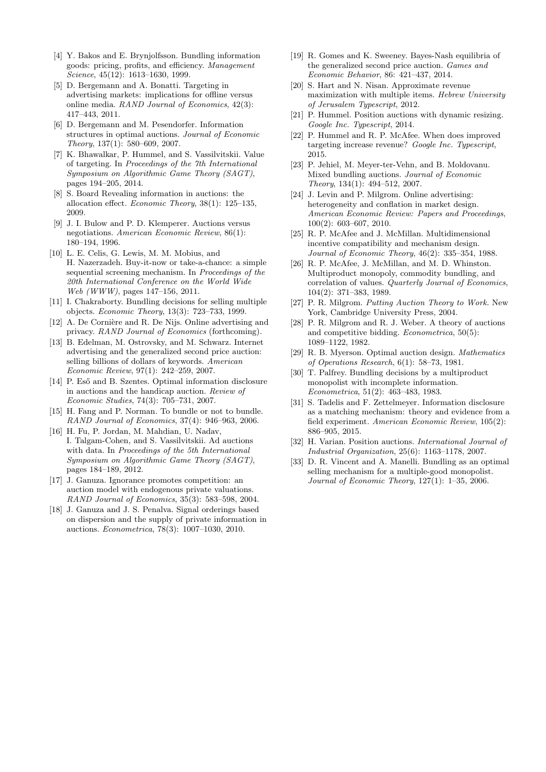[4] Y. Bakos and E. Brynjolfsson. Bundling information goods: pricing, profits, and efficiency. *Management Science*, 45(12): 1613–1630, 1999.

[5] D. Bergemann and A. Bonatti. Targeting in advertising markets: implications for offline versus online media. *RAND Journal of Economics*, 42(3): 417–443, 2011.

[6] D. Bergemann and M. Pesendorfer. Information structures in optimal auctions. *Journal of Economic Theory*, 137(1): 580–609, 2007.

[7] K. Bhawalkar, P. Hummel, and S. Vassilvitskii. Value of targeting. In *Proceedings of the 7th International Symposium on Algorithmic Game Theory (SAGT)*, pages 194–205, 2014.

[8] S. Board Revealing information in auctions: the allocation effect. *Economic Theory*, 38(1): 125–135, 2009.

[9] J. I. Bulow and P. D. Klemperer. Auctions versus negotiations. *American Economic Review*, 86(1): 180–194, 1996.

[10] L. E. Celis, G. Lewis, M. M. Mobius, and H. Nazerzadeh. Buy-it-now or take-a-chance: a simple sequential screening mechanism. In *Proceedings of the 20th International Conference on the World Wide Web (WWW)*, pages 147–156, 2011.

[11] I. Chakraborty. Bundling decisions for selling multiple objects. *Economic Theory*, 13(3): 723–733, 1999.

[12] A. De Cornière and R. De Nijs. Online advertising and privacy. *RAND Journal of Economics* (forthcoming).

[13] B. Edelman, M. Ostrovsky, and M. Schwarz. Internet advertising and the generalized second price auction: selling billions of dollars of keywords. *American Economic Review*, 97(1): 242–259, 2007.

[14] P. Eső and B. Szentes. Optimal information disclosure in auctions and the handicap auction. *Review of Economic Studies*, 74(3): 705–731, 2007.

[15] H. Fang and P. Norman. To bundle or not to bundle. *RAND Journal of Economics*, 37(4): 946–963, 2006.

[16] H. Fu, P. Jordan, M. Mahdian, U. Nadav, I. Talgam-Cohen, and S. Vassilvitskii. Ad auctions with data. In *Proceedings of the 5th International Symposium on Algorithmic Game Theory (SAGT)*, pages 184–189, 2012.

[17] J. Ganuza. Ignorance promotes competition: an auction model with endogenous private valuations. *RAND Journal of Economics*, 35(3): 583–598, 2004.

[18] J. Ganuza and J. S. Penalva. Signal orderings based on dispersion and the supply of private information in auctions. *Econometrica*, 78(3): 1007–1030, 2010.

[19] R. Gomes and K. Sweeney. Bayes-Nash equilibria of the generalized second price auction. *Games and Economic Behavior*, 86: 421–437, 2014.

[20] S. Hart and N. Nisan. Approximate revenue maximization with multiple items. *Hebrew University of Jerusalem Typescript*, 2012.

[21] P. Hummel. Position auctions with dynamic resizing. *Google Inc. Typescript*, 2014.

[22] P. Hummel and R. P. McAfee. When does improved targeting increase revenue? *Google Inc. Typescript*, 2015.

[23] P. Jehiel, M. Meyer-ter-Vehn, and B. Moldovanu. Mixed bundling auctions. *Journal of Economic Theory*, 134(1): 494–512, 2007.

[24] J. Levin and P. Milgrom. Online advertising: heterogeneity and conflation in market design. *American Economic Review: Papers and Proceedings*, 100(2): 603–607, 2010.

[25] R. P. McAfee and J. McMillan. Multidimensional incentive compatibility and mechanism design. *Journal of Economic Theory*, 46(2): 335–354, 1988.

[26] R. P. McAfee, J. McMillan, and M. D. Whinston. Multiproduct monopoly, commodity bundling, and correlation of values. *Quarterly Journal of Economics*, 104(2): 371–383, 1989.

[27] P. R. Milgrom. *Putting Auction Theory to Work*. New York, Cambridge University Press, 2004.

[28] P. R. Milgrom and R. J. Weber. A theory of auctions and competitive bidding. *Econometrica*, 50(5): 1089–1122, 1982.

[29] R. B. Myerson. Optimal auction design. *Mathematics of Operations Research*, 6(1): 58–73, 1981.

[30] T. Palfrey. Bundling decisions by a multiproduct monopolist with incomplete information. *Econometrica*, 51(2): 463–483, 1983.

[31] S. Tadelis and F. Zettelmeyer. Information disclosure as a matching mechanism: theory and evidence from a field experiment. *American Economic Review*, 105(2): 886–905, 2015.

[32] H. Varian. Position auctions. *International Journal of Industrial Organization*, 25(6): 1163–1178, 2007.

[33] D. R. Vincent and A. Manelli. Bundling as an optimal selling mechanism for a multiple-good monopolist. *Journal of Economic Theory*, 127(1): 1–35, 2006.